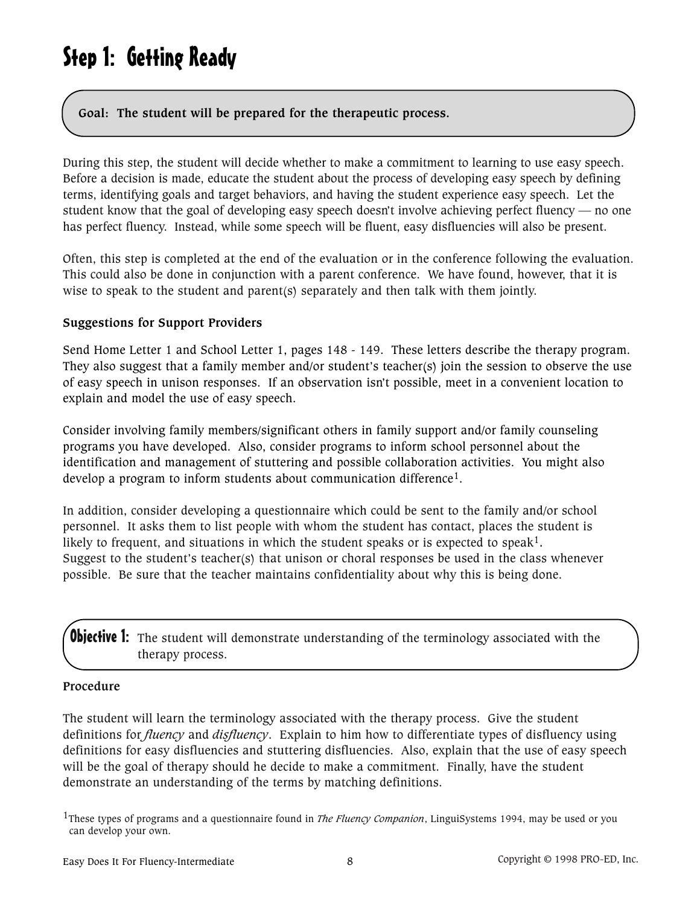# Step 1: Getting Ready

**Goal: The student will be prepared for the therapeutic process.**

During this step, the student will decide whether to make a commitment to learning to use easy speech. Before a decision is made, educate the student about the process of developing easy speech by defining terms, identifying goals and target behaviors, and having the student experience easy speech. Let the student know that the goal of developing easy speech doesn't involve achieving perfect fluency — no one has perfect fluency. Instead, while some speech will be fluent, easy disfluencies will also be present.

Often, this step is completed at the end of the evaluation or in the conference following the evaluation. This could also be done in conjunction with a parent conference. We have found, however, that it is wise to speak to the student and parent(s) separately and then talk with them jointly.

**Suggestions for Support Providers**

Send Home Letter 1 and School Letter 1, pages 148 - 149. These letters describe the therapy program. They also suggest that a family member and/or student's teacher(s) join the session to observe the use of easy speech in unison responses. If an observation isn't possible, meet in a convenient location to explain and model the use of easy speech.

Consider involving family members/significant others in family support and/or family counseling programs you have developed. Also, consider programs to inform school personnel about the identification and management of stuttering and possible collaboration activities. You might also develop a program to inform students about communication difference[1].

In addition, consider developing a questionnaire which could be sent to the family and/or school personnel. It asks them to list people with whom the student has contact, places the student is likely to frequent, and situations in which the student speaks or is expected to speak[1].
Suggest to the student's teacher(s) that unison or choral responses be used in the class whenever possible. Be sure that the teacher maintains confidentiality about why this is being done.

**Objective 1:** The student will demonstrate understanding of the terminology associated with the therapy process.

**Procedure**

The student will learn the terminology associated with the therapy process. Give the student definitions for *fluency* and *disfluency*. Explain to him how to differentiate types of disfluency using definitions for easy disfluencies and stuttering disfluencies. Also, explain that the use of easy speech will be the goal of therapy should he decide to make a commitment. Finally, have the student demonstrate an understanding of the terms by matching definitions.

[1]These types of programs and a questionnaire found in *The Fluency Companion*, LinguiSystems 1994, may be used or you can develop your own.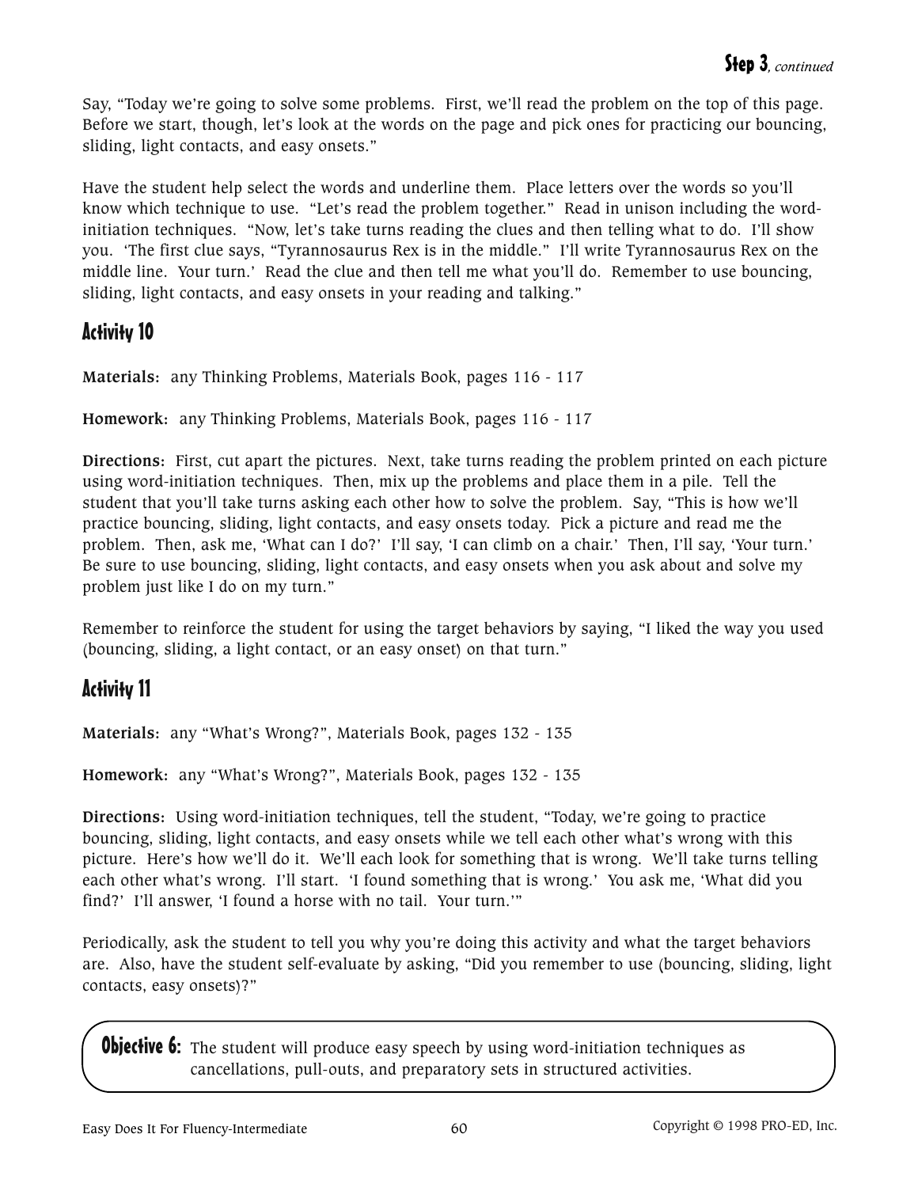Say, "Today we're going to solve some problems. First, we'll read the problem on the top of this page. Before we start, though, let's look at the words on the page and pick ones for practicing our bouncing, sliding, light contacts, and easy onsets."

Have the student help select the words and underline them. Place letters over the words so you'll know which technique to use. "Let's read the problem together." Read in unison including the word-initiation techniques. "Now, let's take turns reading the clues and then telling what to do. I'll show you. 'The first clue says, "Tyrannosaurus Rex is in the middle." I'll write Tyrannosaurus Rex on the middle line. Your turn.' Read the clue and then tell me what you'll do. Remember to use bouncing, sliding, light contacts, and easy onsets in your reading and talking."

## Activity 10

**Materials:** any Thinking Problems, Materials Book, pages 116 - 117

**Homework:** any Thinking Problems, Materials Book, pages 116 - 117

**Directions:** First, cut apart the pictures. Next, take turns reading the problem printed on each picture using word-initiation techniques. Then, mix up the problems and place them in a pile. Tell the student that you'll take turns asking each other how to solve the problem. Say, "This is how we'll practice bouncing, sliding, light contacts, and easy onsets today. Pick a picture and read me the problem. Then, ask me, 'What can I do?' I'll say, 'I can climb on a chair.' Then, I'll say, 'Your turn.' Be sure to use bouncing, sliding, light contacts, and easy onsets when you ask about and solve my problem just like I do on my turn."

Remember to reinforce the student for using the target behaviors by saying, "I liked the way you used (bouncing, sliding, a light contact, or an easy onset) on that turn."

## Activity 11

**Materials:** any "What's Wrong?", Materials Book, pages 132 - 135

**Homework:** any "What's Wrong?", Materials Book, pages 132 - 135

**Directions:** Using word-initiation techniques, tell the student, "Today, we're going to practice bouncing, sliding, light contacts, and easy onsets while we tell each other what's wrong with this picture. Here's how we'll do it. We'll each look for something that is wrong. We'll take turns telling each other what's wrong. I'll start. 'I found something that is wrong.' You ask me, 'What did you find?' I'll answer, 'I found a horse with no tail. Your turn.'"

Periodically, ask the student to tell you why you're doing this activity and what the target behaviors are. Also, have the student self-evaluate by asking, "Did you remember to use (bouncing, sliding, light contacts, easy onsets)?"

**Objective 6:** The student will produce easy speech by using word-initiation techniques as cancellations, pull-outs, and preparatory sets in structured activities.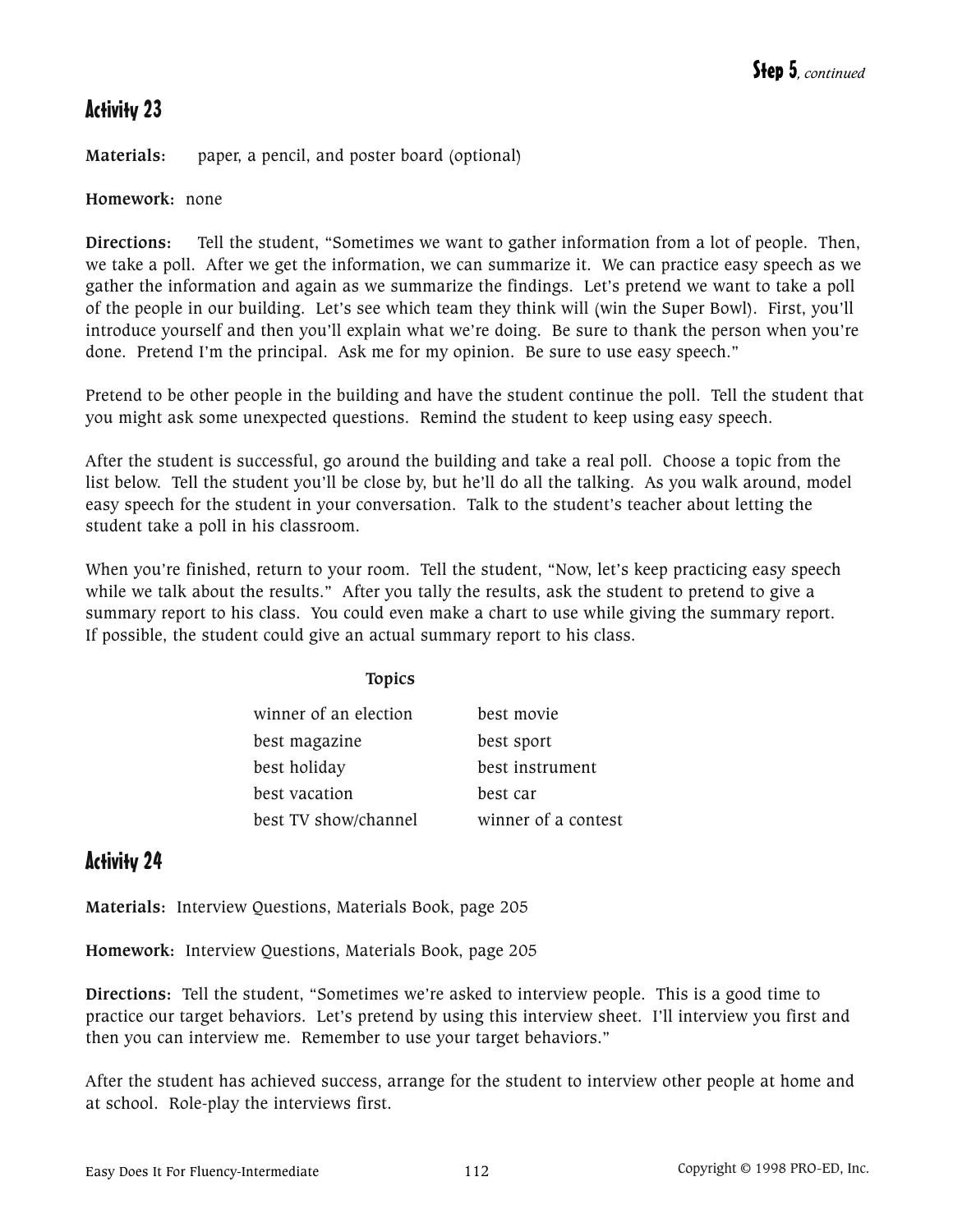## Activity 23

**Materials:** paper, a pencil, and poster board (optional)

**Homework:** none

**Directions:** Tell the student, "Sometimes we want to gather information from a lot of people. Then, we take a poll. After we get the information, we can summarize it. We can practice easy speech as we gather the information and again as we summarize the findings. Let's pretend we want to take a poll of the people in our building. Let's see which team they think will (win the Super Bowl). First, you'll introduce yourself and then you'll explain what we're doing. Be sure to thank the person when you're done. Pretend I'm the principal. Ask me for my opinion. Be sure to use easy speech."

Pretend to be other people in the building and have the student continue the poll. Tell the student that you might ask some unexpected questions. Remind the student to keep using easy speech.

After the student is successful, go around the building and take a real poll. Choose a topic from the list below. Tell the student you'll be close by, but he'll do all the talking. As you walk around, model easy speech for the student in your conversation. Talk to the student's teacher about letting the student take a poll in his classroom.

When you're finished, return to your room. Tell the student, "Now, let's keep practicing easy speech while we talk about the results." After you tally the results, ask the student to pretend to give a summary report to his class. You could even make a chart to use while giving the summary report. If possible, the student could give an actual summary report to his class.

**Topics**

| | |
|---|---|
| winner of an election | best movie |
| best magazine | best sport |
| best holiday | best instrument |
| best vacation | best car |
| best TV show/channel | winner of a contest |

## Activity 24

**Materials:** Interview Questions, Materials Book, page 205

**Homework:** Interview Questions, Materials Book, page 205

**Directions:** Tell the student, "Sometimes we're asked to interview people. This is a good time to practice our target behaviors. Let's pretend by using this interview sheet. I'll interview you first and then you can interview me. Remember to use your target behaviors."

After the student has achieved success, arrange for the student to interview other people at home and at school. Role-play the interviews first.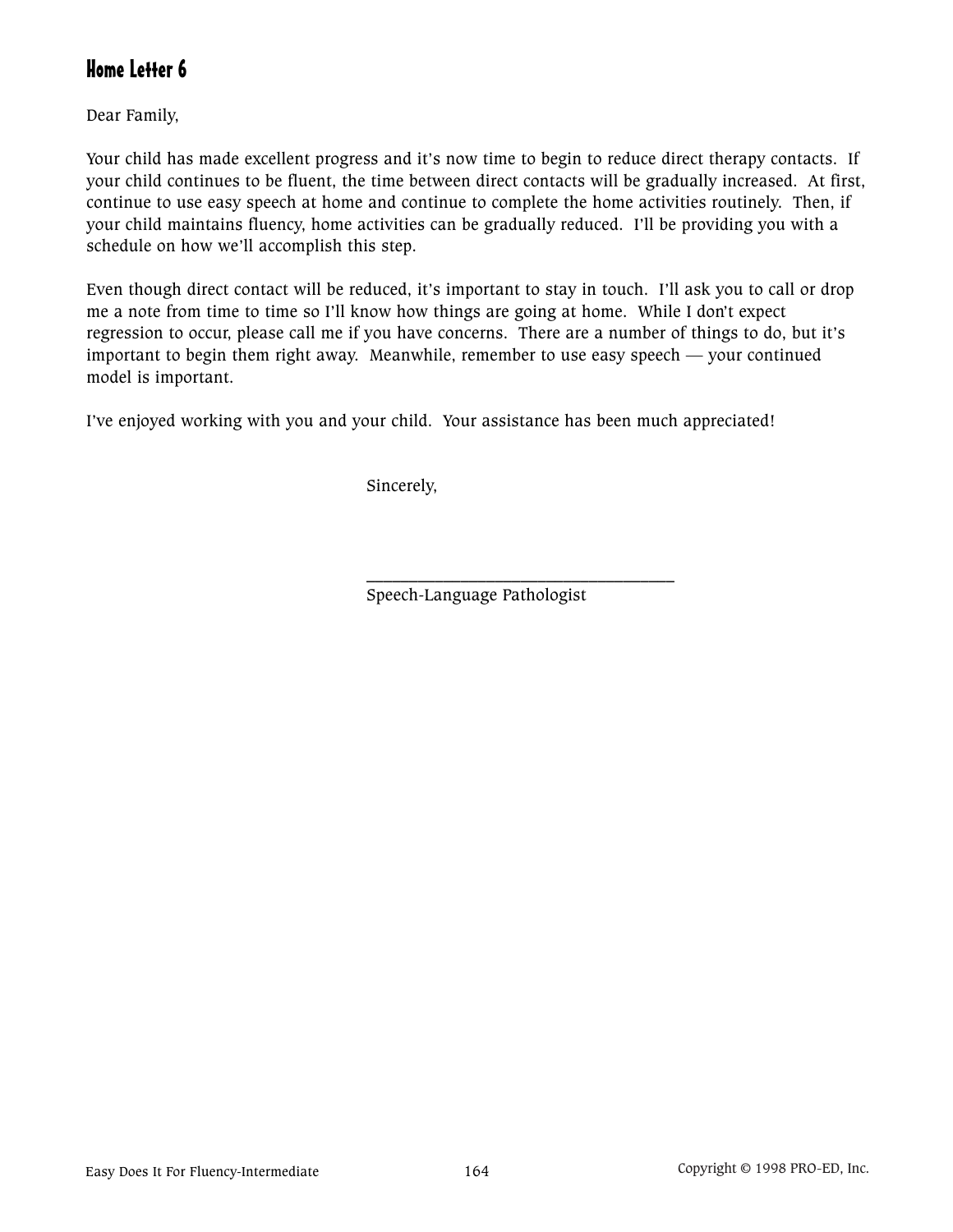## Home Letter 6

Dear Family,

Your child has made excellent progress and it's now time to begin to reduce direct therapy contacts. If your child continues to be fluent, the time between direct contacts will be gradually increased. At first, continue to use easy speech at home and continue to complete the home activities routinely. Then, if your child maintains fluency, home activities can be gradually reduced. I'll be providing you with a schedule on how we'll accomplish this step.

Even though direct contact will be reduced, it's important to stay in touch. I'll ask you to call or drop me a note from time to time so I'll know how things are going at home. While I don't expect regression to occur, please call me if you have concerns. There are a number of things to do, but it's important to begin them right away. Meanwhile, remember to use easy speech — your continued model is important.

I've enjoyed working with you and your child. Your assistance has been much appreciated!

Sincerely,

\_\_\_\_\_\_\_\_\_\_\_\_\_\_\_\_\_\_\_\_\_\_\_\_\_\_\_\_\_\_\_\_\_\_\_\_
Speech-Language Pathologist